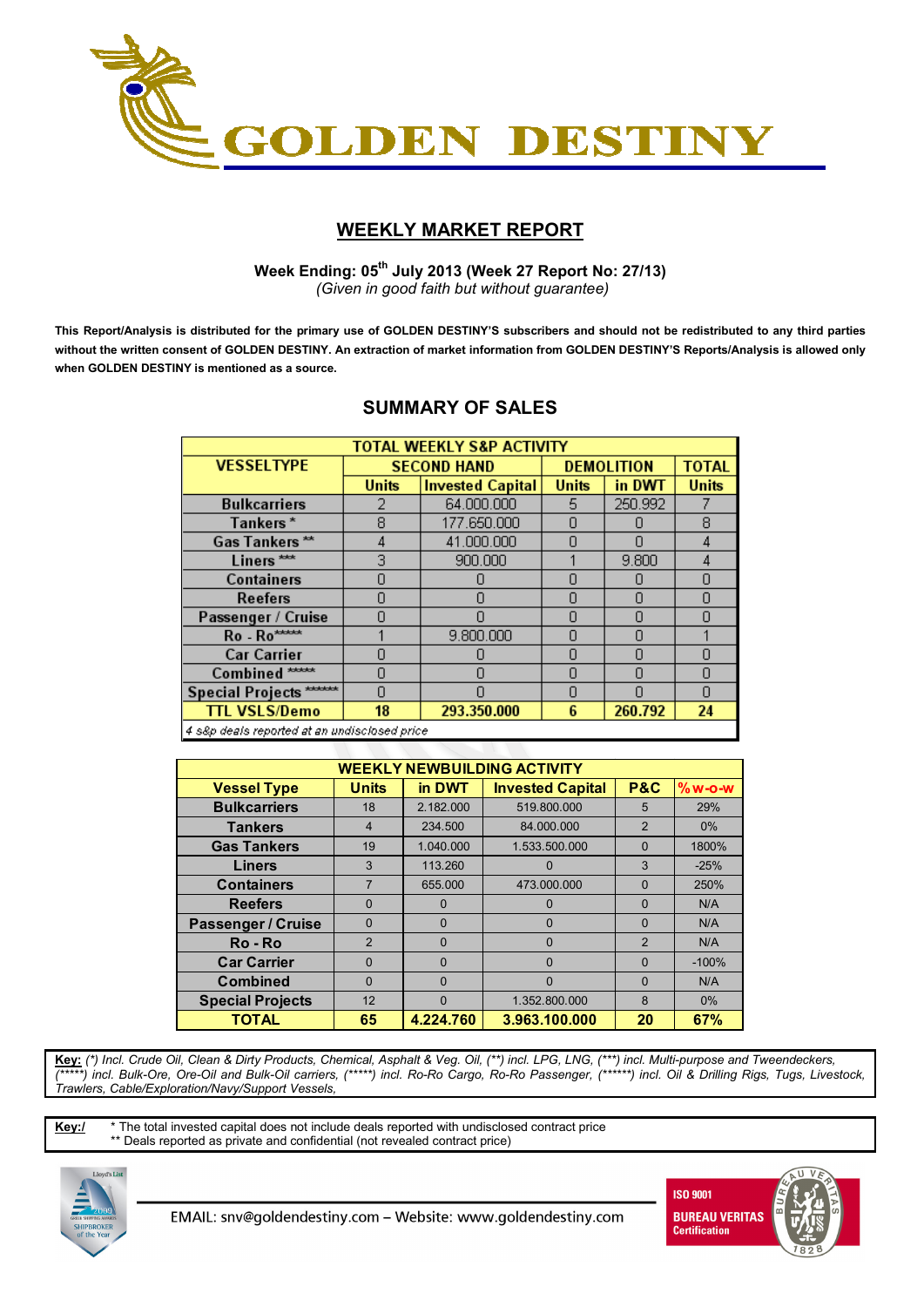# GOLDEN DESTINY

## WEEKLY MARKET REPORT

**Week Ending: 05th July 2013 (Week 27 Report No: 27/13)**
*(Given in good faith but without guarantee)*

**This Report/Analysis is distributed for the primary use of GOLDEN DESTINY'S subscribers and should not be redistributed to any third parties without the written consent of GOLDEN DESTINY. An extraction of market information from GOLDEN DESTINY'S Reports/Analysis is allowed only when GOLDEN DESTINY is mentioned as a source.**

## SUMMARY OF SALES

| TOTAL WEEKLY S&P ACTIVITY | | | | | |
|---|---|---|---|---|---|
| VESSELTYPE | SECOND HAND | | DEMOLITION | | TOTAL |
| | Units | Invested Capital | Units | in DWT | Units |
| Bulkcarriers | 2 | 64.000.000 | 5 | 250.992 | 7 |
| Tankers * | 8 | 177.650.000 | 0 | 0 | 8 |
| Gas Tankers ** | 4 | 41.000.000 | 0 | 0 | 4 |
| Liners *** | 3 | 900.000 | 1 | 9.800 | 4 |
| Containers | 0 | 0 | 0 | 0 | 0 |
| Reefers | 0 | 0 | 0 | 0 | 0 |
| Passenger / Cruise | 0 | 0 | 0 | 0 | 0 |
| Ro - Ro***** | 1 | 9.800.000 | 0 | 0 | 1 |
| Car Carrier | 0 | 0 | 0 | 0 | 0 |
| Combined ***** | 0 | 0 | 0 | 0 | 0 |
| Special Projects ****** | 0 | 0 | 0 | 0 | 0 |
| **TTL VSLS/Demo** | **18** | **293.350.000** | **6** | **260.792** | **24** |

*4 s&p deals reported at an undisclosed price*

| WEEKLY NEWBUILDING ACTIVITY | | | | | |
|---|---|---|---|---|---|
| Vessel Type | Units | in DWT | Invested Capital | P&C | %w-o-w |
| Bulkcarriers | 18 | 2.182.000 | 519.800.000 | 5 | 29% |
| Tankers | 4 | 234.500 | 84.000.000 | 2 | 0% |
| Gas Tankers | 19 | 1.040.000 | 1.533.500.000 | 0 | 1800% |
| Liners | 3 | 113.260 | 0 | 3 | -25% |
| Containers | 7 | 655.000 | 473.000.000 | 0 | 250% |
| Reefers | 0 | 0 | 0 | 0 | N/A |
| Passenger / Cruise | 0 | 0 | 0 | 0 | N/A |
| Ro - Ro | 2 | 0 | 0 | 2 | N/A |
| Car Carrier | 0 | 0 | 0 | 0 | -100% |
| Combined | 0 | 0 | 0 | 0 | N/A |
| Special Projects | 12 | 0 | 1.352.800.000 | 8 | 0% |
| **TOTAL** | **65** | **4.224.760** | **3.963.100.000** | **20** | **67%** |

**Key:** *(*) Incl. Crude Oil, Clean & Dirty Products, Chemical, Asphalt & Veg. Oil, (**) incl. LPG, LNG, (***) incl. Multi-purpose and Tweendeckers, (*****) incl. Bulk-Ore, Ore-Oil and Bulk-Oil carriers, (*****) incl. Ro-Ro Cargo, Ro-Ro Passenger, (******) incl. Oil & Drilling Rigs, Tugs, Livestock, Trawlers, Cable/Exploration/Navy/Support Vessels,*

**Key:/** * The total invested capital does not include deals reported with undisclosed contract price
** Deals reported as private and confidential (not revealed contract price)

EMAIL: snv@goldendestiny.com – Website: www.goldendestiny.com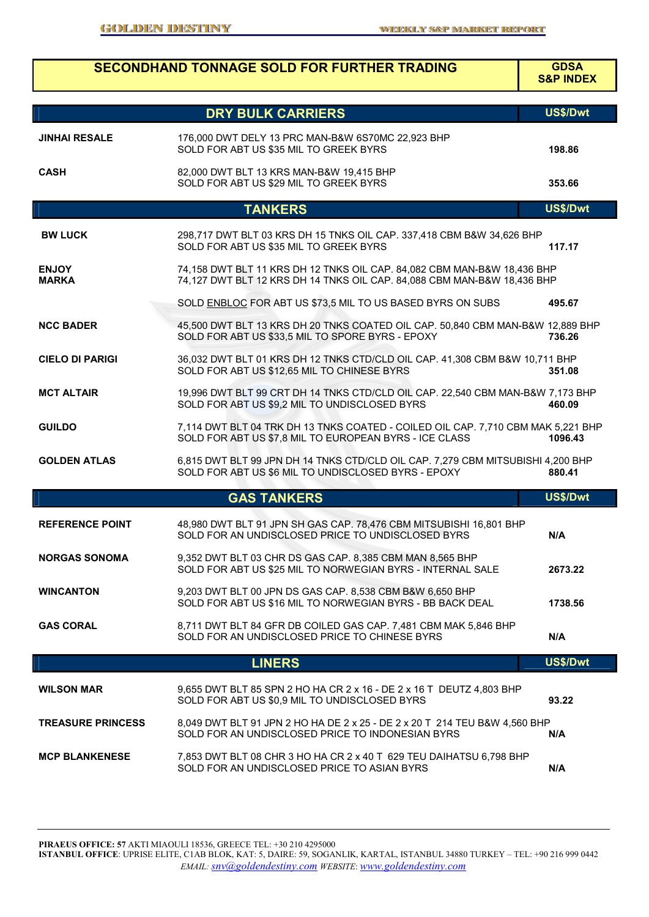## SECONDHAND TONNAGE SOLD FOR FURTHER TRADING

| | | GDSA S&P INDEX |
|---|---|---|
| **DRY BULK CARRIERS** | | **US$/Dwt** |
| **JINHAI RESALE** | 176,000 DWT DELY 13 PRC MAN-B&W 6S70MC 22,923 BHP<br>SOLD FOR ABT US $35 MIL TO GREEK BYRS | **198.86** |
| **CASH** | 82,000 DWT BLT 13 KRS MAN-B&W 19,415 BHP<br>SOLD FOR ABT US $29 MIL TO GREEK BYRS | **353.66** |
| **TANKERS** | | **US$/Dwt** |
| **BW LUCK** | 298,717 DWT BLT 03 KRS DH 15 TNKS OIL CAP. 337,418 CBM B&W 34,626 BHP<br>SOLD FOR ABT US $35 MIL TO GREEK BYRS | **117.17** |
| **ENJOY**<br>**MARKA** | 74,158 DWT BLT 11 KRS DH 12 TNKS OIL CAP. 84,082 CBM MAN-B&W 18,436 BHP<br>74,127 DWT BLT 12 KRS DH 14 TNKS OIL CAP. 84,088 CBM MAN-B&W 18,436 BHP<br>SOLD ENBLOC FOR ABT US $73,5 MIL TO US BASED BYRS ON SUBS | **495.67** |
| **NCC BADER** | 45,500 DWT BLT 13 KRS DH 20 TNKS COATED OIL CAP. 50,840 CBM MAN-B&W 12,889 BHP<br>SOLD FOR ABT US $33,5 MIL TO SPORE BYRS - EPOXY | **736.26** |
| **CIELO DI PARIGI** | 36,032 DWT BLT 01 KRS DH 12 TNKS CTD/CLD OIL CAP. 41,308 CBM B&W 10,711 BHP<br>SOLD FOR ABT US $12,65 MIL TO CHINESE BYRS | **351.08** |
| **MCT ALTAIR** | 19,996 DWT BLT 99 CRT DH 14 TNKS CTD/CLD OIL CAP. 22,540 CBM MAN-B&W 7,173 BHP<br>SOLD FOR ABT US $9,2 MIL TO UNDISCLOSED BYRS | **460.09** |
| **GUILDO** | 7,114 DWT BLT 04 TRK DH 13 TNKS COATED - COILED OIL CAP. 7,710 CBM MAK 5,221 BHP<br>SOLD FOR ABT US $7,8 MIL TO EUROPEAN BYRS - ICE CLASS | **1096.43** |
| **GOLDEN ATLAS** | 6,815 DWT BLT 99 JPN DH 14 TNKS CTD/CLD OIL CAP. 7,279 CBM MITSUBISHI 4,200 BHP<br>SOLD FOR ABT US $6 MIL TO UNDISCLOSED BYRS - EPOXY | **880.41** |
| **GAS TANKERS** | | **US$/Dwt** |
| **REFERENCE POINT** | 48,980 DWT BLT 91 JPN SH GAS CAP. 78,476 CBM MITSUBISHI 16,801 BHP<br>SOLD FOR AN UNDISCLOSED PRICE TO UNDISCLOSED BYRS | **N/A** |
| **NORGAS SONOMA** | 9,352 DWT BLT 03 CHR DS GAS CAP. 8,385 CBM MAN 8,565 BHP<br>SOLD FOR ABT US $25 MIL TO NORWEGIAN BYRS - INTERNAL SALE | **2673.22** |
| **WINCANTON** | 9,203 DWT BLT 00 JPN DS GAS CAP. 8,538 CBM B&W 6,650 BHP<br>SOLD FOR ABT US $16 MIL TO NORWEGIAN BYRS - BB BACK DEAL | **1738.56** |
| **GAS CORAL** | 8,711 DWT BLT 84 GFR DB COILED GAS CAP. 7,481 CBM MAK 5,846 BHP<br>SOLD FOR AN UNDISCLOSED PRICE TO CHINESE BYRS | **N/A** |
| **LINERS** | | **US$/Dwt** |
| **WILSON MAR** | 9,655 DWT BLT 85 SPN 2 HO HA CR 2 x 16 - DE 2 x 16 T DEUTZ 4,803 BHP<br>SOLD FOR ABT US $0,9 MIL TO UNDISCLOSED BYRS | **93.22** |
| **TREASURE PRINCESS** | 8,049 DWT BLT 91 JPN 2 HO HA DE 2 x 25 - DE 2 x 20 T 214 TEU B&W 4,560 BHP<br>SOLD FOR AN UNDISCLOSED PRICE TO INDONESIAN BYRS | **N/A** |
| **MCP BLANKENESE** | 7,853 DWT BLT 08 CHR 3 HO HA CR 2 x 40 T 629 TEU DAIHATSU 6,798 BHP<br>SOLD FOR AN UNDISCLOSED PRICE TO ASIAN BYRS | **N/A** |

**PIRAEUS OFFICE: 57** AKTI MIAOULI 18536, GREECE TEL: +30 210 4295000
**ISTANBUL OFFICE**: UPRISE ELITE, C1AB BLOK, KAT: 5, DAIRE: 59, SOGANLIK, KARTAL, ISTANBUL 34880 TURKEY – TEL: +90 216 999 0442
*EMAIL: snv@goldendestiny.com WEBSITE: www.goldendestiny.com*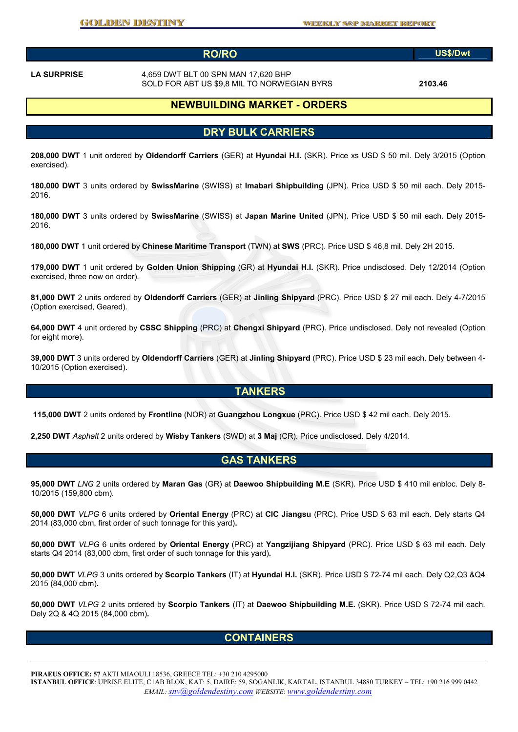## RO/RO

| | | US$/Dwt |
|---|---|---|
| **LA SURPRISE** | 4,659 DWT BLT 00 SPN MAN 17,620 BHP SOLD FOR ABT US $9,8 MIL TO NORWEGIAN BYRS | **2103.46** |

# NEWBUILDING MARKET - ORDERS

## DRY BULK CARRIERS

**208,000 DWT** 1 unit ordered by **Oldendorff Carriers** (GER) at **Hyundai H.I.** (SKR). Price xs USD $ 50 mil. Dely 3/2015 (Option exercised).

**180,000 DWT** 3 units ordered by **SwissMarine** (SWISS) at **Imabari Shipbuilding** (JPN). Price USD $ 50 mil each. Dely 2015-2016.

**180,000 DWT** 3 units ordered by **SwissMarine** (SWISS) at **Japan Marine United** (JPN). Price USD $ 50 mil each. Dely 2015-2016.

**180,000 DWT** 1 unit ordered by **Chinese Maritime Transport** (TWN) at **SWS** (PRC). Price USD $ 46,8 mil. Dely 2H 2015.

**179,000 DWT** 1 unit ordered by **Golden Union Shipping** (GR) at **Hyundai H.I.** (SKR). Price undisclosed. Dely 12/2014 (Option exercised, three now on order).

**81,000 DWT** 2 units ordered by **Oldendorff Carriers** (GER) at **Jinling Shipyard** (PRC). Price USD $ 27 mil each. Dely 4-7/2015 (Option exercised, Geared).

**64,000 DWT** 4 unit ordered by **CSSC Shipping** (PRC) at **Chengxi Shipyard** (PRC). Price undisclosed. Dely not revealed (Option for eight more).

**39,000 DWT** 3 units ordered by **Oldendorff Carriers** (GER) at **Jinling Shipyard** (PRC). Price USD $ 23 mil each. Dely between 4-10/2015 (Option exercised).

## TANKERS

**115,000 DWT** 2 units ordered by **Frontline** (NOR) at **Guangzhou Longxue** (PRC). Price USD $ 42 mil each. Dely 2015.

**2,250 DWT** *Asphalt* 2 units ordered by **Wisby Tankers** (SWD) at **3 Maj** (CR). Price undisclosed. Dely 4/2014.

## GAS TANKERS

**95,000 DWT** *LNG* 2 units ordered by **Maran Gas** (GR) at **Daewoo Shipbuilding M.E** (SKR). Price USD $ 410 mil enbloc. Dely 8-10/2015 (159,800 cbm).

**50,000 DWT** *VLPG* 6 units ordered by **Oriental Energy** (PRC) at **CIC Jiangsu** (PRC). Price USD $ 63 mil each. Dely starts Q4 2014 (83,000 cbm, first order of such tonnage for this yard).

**50,000 DWT** *VLPG* 6 units ordered by **Oriental Energy** (PRC) at **Yangzijiang Shipyard** (PRC). Price USD $ 63 mil each. Dely starts Q4 2014 (83,000 cbm, first order of such tonnage for this yard).

**50,000 DWT** *VLPG* 3 units ordered by **Scorpio Tankers** (IT) at **Hyundai H.I.** (SKR). Price USD $ 72-74 mil each. Dely Q2,Q3 &Q4 2015 (84,000 cbm).

**50,000 DWT** *VLPG* 2 units ordered by **Scorpio Tankers** (IT) at **Daewoo Shipbuilding M.E.** (SKR). Price USD $ 72-74 mil each. Dely 2Q & 4Q 2015 (84,000 cbm).

## CONTAINERS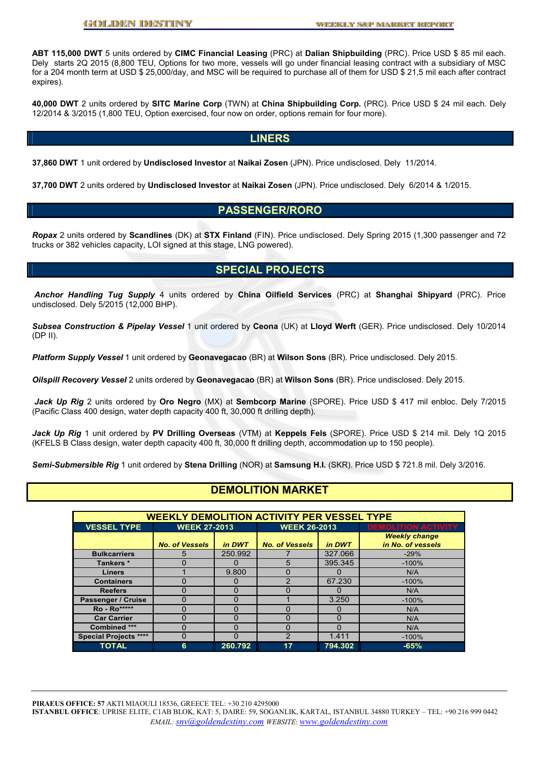**ABT 115,000 DWT** 5 units ordered by **CIMC Financial Leasing** (PRC) at **Dalian Shipbuilding** (PRC). Price USD $ 85 mil each. Dely starts 2Q 2015 (8,800 TEU, Options for two more, vessels will go under financial leasing contract with a subsidiary of MSC for a 204 month term at USD $ 25,000/day, and MSC will be required to purchase all of them for USD $ 21,5 mil each after contract expires).

**40,000 DWT** 2 units ordered by **SITC Marine Corp** (TWN) at **China Shipbuilding Corp.** (PRC). Price USD $ 24 mil each. Dely 12/2014 & 3/2015 (1,800 TEU, Option exercised, four now on order, options remain for four more).

## LINERS

**37,860 DWT** 1 unit ordered by **Undisclosed Investor** at **Naikai Zosen** (JPN). Price undisclosed. Dely 11/2014.

**37,700 DWT** 2 units ordered by **Undisclosed Investor** at **Naikai Zosen** (JPN). Price undisclosed. Dely 6/2014 & 1/2015.

## PASSENGER/RORO

***Ropax*** 2 units ordered by **Scandlines** (DK) at **STX Finland** (FIN). Price undisclosed. Dely Spring 2015 (1,300 passenger and 72 trucks or 382 vehicles capacity, LOI signed at this stage, LNG powered).

## SPECIAL PROJECTS

***Anchor Handling Tug Supply*** 4 units ordered by **China Oilfield Services** (PRC) at **Shanghai Shipyard** (PRC). Price undisclosed. Dely 5/2015 (12,000 BHP).

***Subsea Construction & Pipelay Vessel*** 1 unit ordered by **Ceona** (UK) at **Lloyd Werft** (GER). Price undisclosed. Dely 10/2014 (DP II).

***Platform Supply Vessel*** 1 unit ordered by **Geonavegacao** (BR) at **Wilson Sons** (BR). Price undisclosed. Dely 2015.

***Oilspill Recovery Vessel*** 2 units ordered by **Geonavegacao** (BR) at **Wilson Sons** (BR). Price undisclosed. Dely 2015.

***Jack Up Rig*** 2 units ordered by **Oro Negro** (MX) at **Sembcorp Marine** (SPORE). Price USD $ 417 mil enbloc. Dely 7/2015 (Pacific Class 400 design, water depth capacity 400 ft, 30,000 ft drilling depth).

***Jack Up Rig*** 1 unit ordered by **PV Drilling Overseas** (VTM) at **Keppels Fels** (SPORE). Price USD $ 214 mil. Dely 1Q 2015 (KFELS B Class design, water depth capacity 400 ft, 30,000 ft drilling depth, accommodation up to 150 people).

***Semi-Submersible Rig*** 1 unit ordered by **Stena Drilling** (NOR) at **Samsung H.I.** (SKR). Price USD $ 721.8 mil. Dely 3/2016.

## DEMOLITION MARKET

**WEEKLY DEMOLITION ACTIVITY PER VESSEL TYPE**

| VESSEL TYPE | WEEK 27-2013 | | WEEK 26-2013 | | DEMOLITION ACTIVITY |
|---|---|---|---|---|---|
| | No. of Vessels | in DWT | No. of Vessels | in DWT | Weekly change in No. of vessels |
| Bulkcarriers | 5 | 250.992 | 7 | 327.066 | -29% |
| Tankers * | 0 | 0 | 5 | 395.345 | -100% |
| Liners | 1 | 9.800 | 0 | 0 | N/A |
| Containers | 0 | 0 | 2 | 67.230 | -100% |
| Reefers | 0 | 0 | 0 | 0 | N/A |
| Passenger / Cruise | 0 | 0 | 1 | 3.250 | -100% |
| Ro - Ro***** | 0 | 0 | 0 | 0 | N/A |
| Car Carrier | 0 | 0 | 0 | 0 | N/A |
| Combined *** | 0 | 0 | 0 | 0 | N/A |
| Special Projects **** | 0 | 0 | 2 | 1.411 | -100% |
| **TOTAL** | **6** | **260.792** | **17** | **794.302** | **-65%** |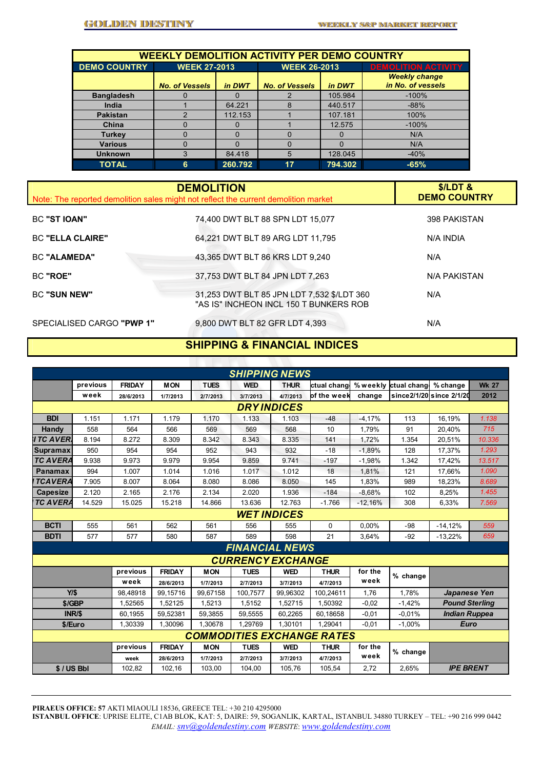## WEEKLY DEMOLITION ACTIVITY PER DEMO COUNTRY

| DEMO COUNTRY | WEEK 27-2013 | | WEEK 26-2013 | | DEMOLITION ACTIVITY |
|---|---|---|---|---|---|
| | No. of Vessels | in DWT | No. of Vessels | in DWT | Weekly change in No. of vessels |
| Bangladesh | 0 | 0 | 2 | 105.984 | -100% |
| India | 1 | 64.221 | 8 | 440.517 | -88% |
| Pakistan | 2 | 112.153 | 1 | 107.181 | 100% |
| China | 0 | 0 | 1 | 12.575 | -100% |
| Turkey | 0 | 0 | 0 | 0 | N/A |
| Various | 0 | 0 | 0 | 0 | N/A |
| Unknown | 3 | 84.418 | 5 | 128.045 | -40% |
| TOTAL | 6 | 260.792 | 17 | 794.302 | -65% |

## DEMOLITION

Note: The reported demolition sales might not reflect the current demolition market

| | | $/LDT & DEMO COUNTRY |
|---|---|---|
| BC **"ST IOAN"** | 74,400 DWT BLT 88 SPN LDT 15,077 | 398 PAKISTAN |
| BC **"ELLA CLAIRE"** | 64,221 DWT BLT 89 ARG LDT 11,795 | N/A INDIA |
| BC **"ALAMEDA"** | 43,365 DWT BLT 86 KRS LDT 9,240 | N/A |
| BC **"ROE"** | 37,753 DWT BLT 84 JPN LDT 7,263 | N/A PAKISTAN |
| BC **"SUN NEW"** | 31,253 DWT BLT 85 JPN LDT 7,532 $/LDT 360 "AS IS" INCHEON INCL 150 T BUNKERS ROB | N/A |
| SPECIALISED CARGO **"PWP 1"** | 9,800 DWT BLT 82 GFR LDT 4,393 | N/A |

## SHIPPING & FINANCIAL INDICES

### SHIPPING NEWS

| | previous week | FRIDAY 28/6/2013 | MON 1/7/2013 | TUES 2/7/2013 | WED 3/7/2013 | THUR 4/7/2013 | actual change of the week | % weekly change | actual change since 2/1/20 | % change since 2/1/20 | Wk 27 2012 |
|---|---|---|---|---|---|---|---|---|---|---|---|
| **DRY INDICES** | | | | | | | | | | | |
| BDI | 1.151 | 1.171 | 1.179 | 1.170 | 1.133 | 1.103 | -48 | -4,17% | 113 | 16,19% | 1.138 |
| Handy | 558 | 564 | 566 | 569 | 569 | 568 | 10 | 1,79% | 91 | 20,40% | 715 |
| TC AVER. | 8.194 | 8.272 | 8.309 | 8.342 | 8.343 | 8.335 | 141 | 1,72% | 1.354 | 20,51% | 10.336 |
| Supramax | 950 | 954 | 954 | 952 | 943 | 932 | -18 | -1,89% | 128 | 17,37% | 1.293 |
| TC AVERA | 9.938 | 9.973 | 9.979 | 9.954 | 9.859 | 9.741 | -197 | -1,98% | 1.342 | 17,42% | 13.517 |
| Panamax | 994 | 1.007 | 1.014 | 1.016 | 1.017 | 1.012 | 18 | 1,81% | 121 | 17,66% | 1.090 |
| TCAVERA | 7.905 | 8.007 | 8.064 | 8.080 | 8.086 | 8.050 | 145 | 1,83% | 989 | 18,23% | 8.689 |
| Capesize | 2.120 | 2.165 | 2.176 | 2.134 | 2.020 | 1.936 | -184 | -8,68% | 102 | 8,25% | 1.455 |
| TC AVERA | 14.529 | 15.025 | 15.218 | 14.866 | 13.636 | 12.763 | -1.766 | -12,16% | 308 | 6,33% | 7.569 |
| **WET INDICES** | | | | | | | | | | | |
| BCTI | 555 | 561 | 562 | 561 | 556 | 555 | 0 | 0,00% | -98 | -14,12% | 559 |
| BDTI | 577 | 577 | 580 | 587 | 589 | 598 | 21 | 3,64% | -92 | -13,22% | 659 |

### FINANCIAL NEWS

#### CURRENCY EXCHANGE

| | previous week | FRIDAY 28/6/2013 | MON 1/7/2013 | TUES 2/7/2013 | WED 3/7/2013 | THUR 4/7/2013 | for the week | % change | |
|---|---|---|---|---|---|---|---|---|---|
| Y/$ | 98,48918 | 99,15716 | 99,67158 | 100,7577 | 99,96302 | 100,24611 | 1,76 | 1,78% | Japanese Yen |
| $/GBP | 1,52565 | 1,52125 | 1,5213 | 1,5152 | 1,52715 | 1,50392 | -0,02 | -1,42% | Pound Sterling |
| INR/$ | 60,1955 | 59,52381 | 59,3855 | 59,5555 | 60,2265 | 60,18658 | -0,01 | -0,01% | Indian Ruppea |
| $/Euro | 1,30339 | 1,30096 | 1,30678 | 1,29769 | 1,30101 | 1,29041 | -0,01 | -1,00% | Euro |

#### COMMODITIES EXCHANGE RATES

| | previous week | FRIDAY 28/6/2013 | MON 1/7/2013 | TUES 2/7/2013 | WED 3/7/2013 | THUR 4/7/2013 | for the week | % change | |
|---|---|---|---|---|---|---|---|---|---|
| $ / US Bbl | 102,82 | 102,16 | 103,00 | 104,00 | 105,76 | 105,54 | 2,72 | 2,65% | IPE BRENT |

**PIRAEUS OFFICE: 57** AKTI MIAOULI 18536, GREECE TEL: +30 210 4295000
**ISTANBUL OFFICE**: UPRISE ELITE, C1AB BLOK, KAT: 5, DAIRE: 59, SOGANLIK, KARTAL, ISTANBUL 34880 TURKEY – TEL: +90 216 999 0442
*EMAIL: snv@goldendestiny.com WEBSITE: www.goldendestiny.com*